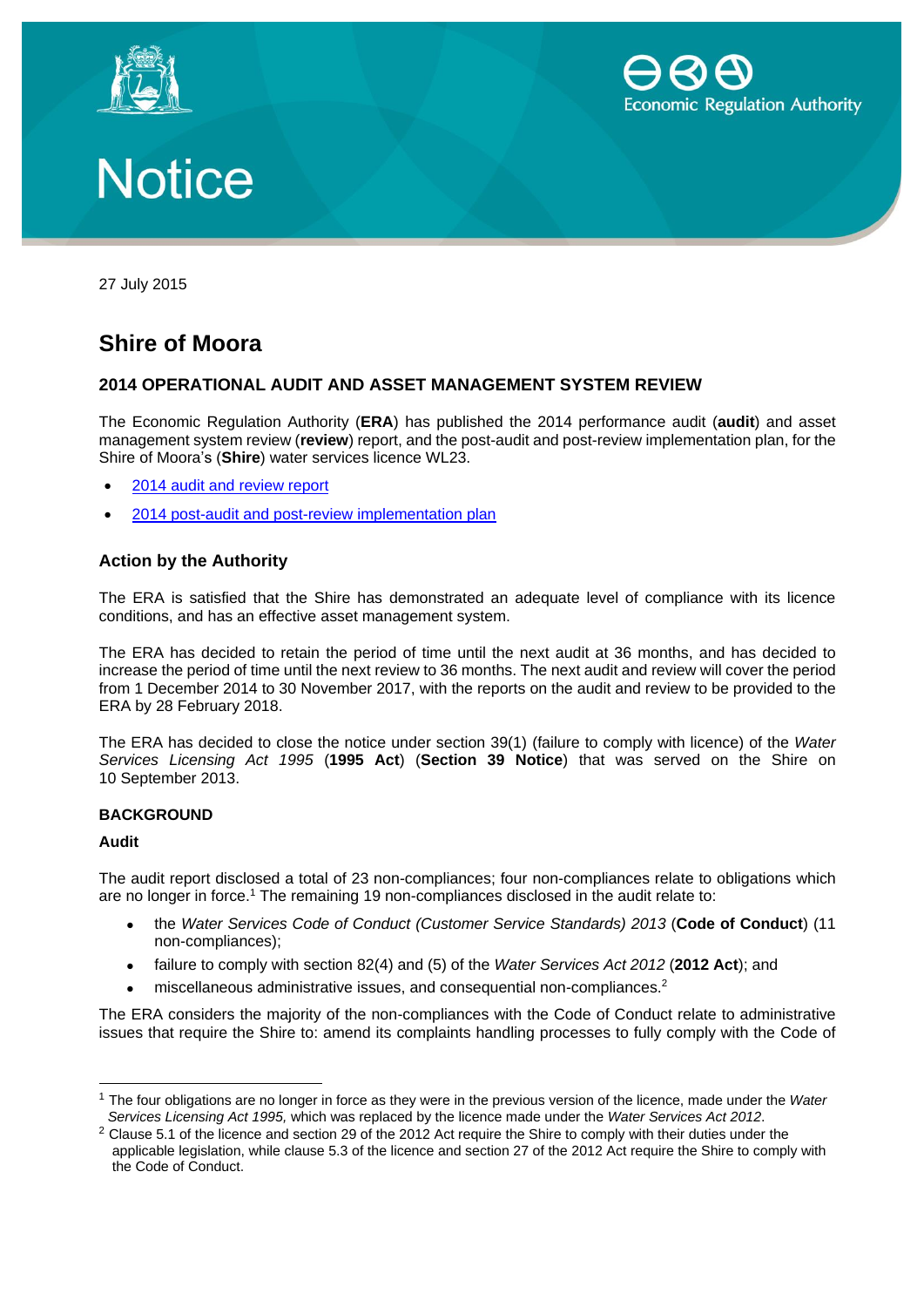# Notice

27 July 2015

## Shire of Moora

### 2014 OPERATIONAL AUDIT AND ASSET MANAGEMENT SYSTEM REVIEW

The Economic Regulation Authority (**ERA**) has published the 2014 performance audit (**audit**) and asset management system review (**review**) report, and the post-audit and post-review implementation plan, for the Shire of Moora's (**Shire**) water services licence WL23.

- 2014 audit and review report
- 2014 post-audit and post-review implementation plan

### Action by the Authority

The ERA is satisfied that the Shire has demonstrated an adequate level of compliance with its licence conditions, and has an effective asset management system.

The ERA has decided to retain the period of time until the next audit at 36 months, and has decided to increase the period of time until the next review to 36 months. The next audit and review will cover the period from 1 December 2014 to 30 November 2017, with the reports on the audit and review to be provided to the ERA by 28 February 2018.

The ERA has decided to close the notice under section 39(1) (failure to comply with licence) of the *Water Services Licensing Act 1995* (**1995 Act**) (**Section 39 Notice**) that was served on the Shire on 10 September 2013.

#### BACKGROUND

#### Audit

The audit report disclosed a total of 23 non-compliances; four non-compliances relate to obligations which are no longer in force.[1] The remaining 19 non-compliances disclosed in the audit relate to:

- the *Water Services Code of Conduct (Customer Service Standards) 2013* (**Code of Conduct**) (11 non-compliances);
- failure to comply with section 82(4) and (5) of the *Water Services Act 2012* (**2012 Act**); and
- miscellaneous administrative issues, and consequential non-compliances.[2]

The ERA considers the majority of the non-compliances with the Code of Conduct relate to administrative issues that require the Shire to: amend its complaints handling processes to fully comply with the Code of

---

[1] The four obligations are no longer in force as they were in the previous version of the licence, made under the *Water Services Licensing Act 1995,* which was replaced by the licence made under the *Water Services Act 2012.*

[2] Clause 5.1 of the licence and section 29 of the 2012 Act require the Shire to comply with their duties under the applicable legislation, while clause 5.3 of the licence and section 27 of the 2012 Act require the Shire to comply with the Code of Conduct.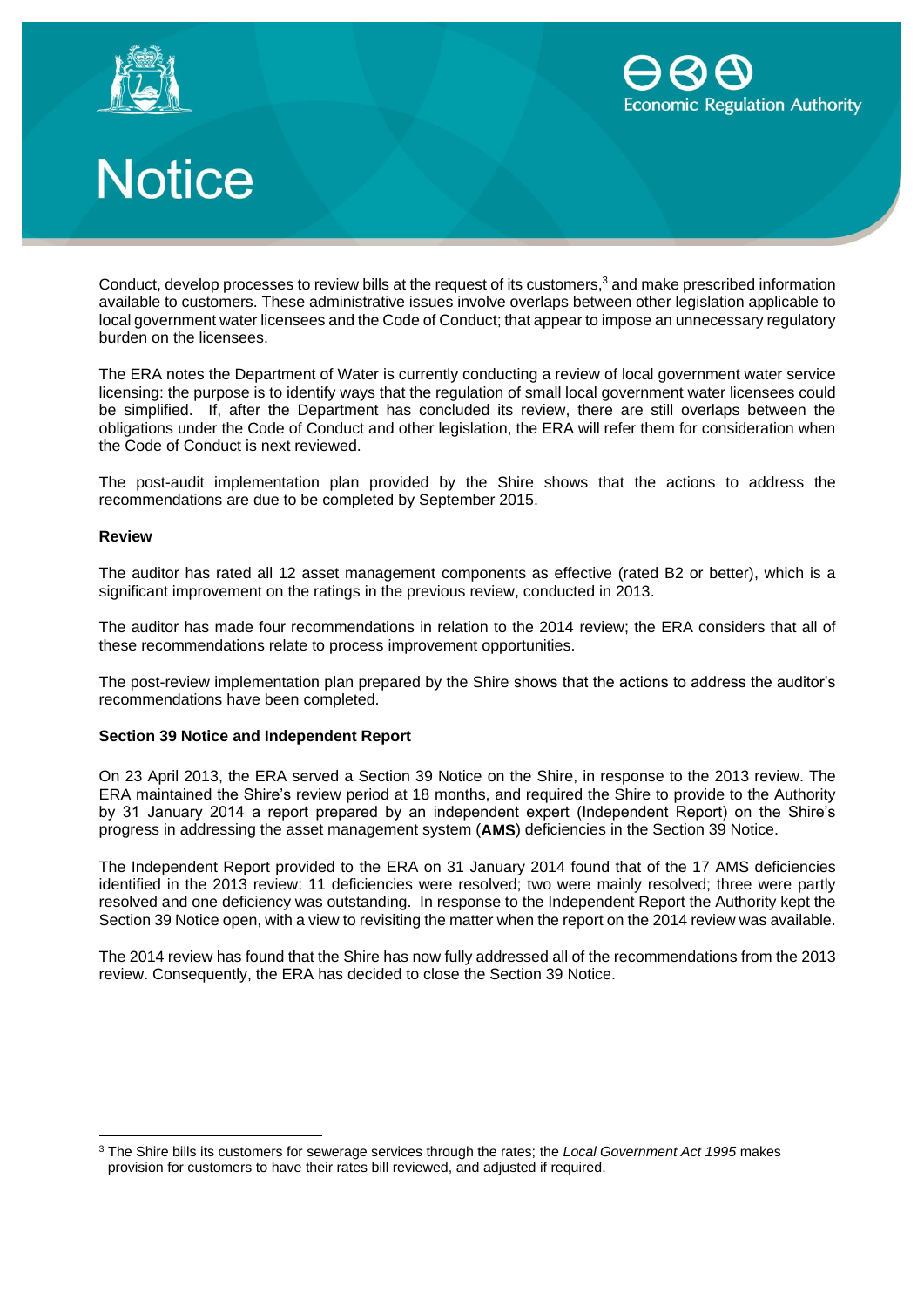Conduct, develop processes to review bills at the request of its customers,[3] and make prescribed information available to customers. These administrative issues involve overlaps between other legislation applicable to local government water licensees and the Code of Conduct; that appear to impose an unnecessary regulatory burden on the licensees.

The ERA notes the Department of Water is currently conducting a review of local government water service licensing: the purpose is to identify ways that the regulation of small local government water licensees could be simplified. If, after the Department has concluded its review, there are still overlaps between the obligations under the Code of Conduct and other legislation, the ERA will refer them for consideration when the Code of Conduct is next reviewed.

The post-audit implementation plan provided by the Shire shows that the actions to address the recommendations are due to be completed by September 2015.

**Review**

The auditor has rated all 12 asset management components as effective (rated B2 or better), which is a significant improvement on the ratings in the previous review, conducted in 2013.

The auditor has made four recommendations in relation to the 2014 review; the ERA considers that all of these recommendations relate to process improvement opportunities.

The post-review implementation plan prepared by the Shire shows that the actions to address the auditor's recommendations have been completed.

**Section 39 Notice and Independent Report**

On 23 April 2013, the ERA served a Section 39 Notice on the Shire, in response to the 2013 review. The ERA maintained the Shire's review period at 18 months, and required the Shire to provide to the Authority by 31 January 2014 a report prepared by an independent expert (Independent Report) on the Shire's progress in addressing the asset management system (**AMS**) deficiencies in the Section 39 Notice.

The Independent Report provided to the ERA on 31 January 2014 found that of the 17 AMS deficiencies identified in the 2013 review: 11 deficiencies were resolved; two were mainly resolved; three were partly resolved and one deficiency was outstanding. In response to the Independent Report the Authority kept the Section 39 Notice open, with a view to revisiting the matter when the report on the 2014 review was available.

The 2014 review has found that the Shire has now fully addressed all of the recommendations from the 2013 review. Consequently, the ERA has decided to close the Section 39 Notice.

---

[3] The Shire bills its customers for sewerage services through the rates; the *Local Government Act 1995* makes provision for customers to have their rates bill reviewed, and adjusted if required.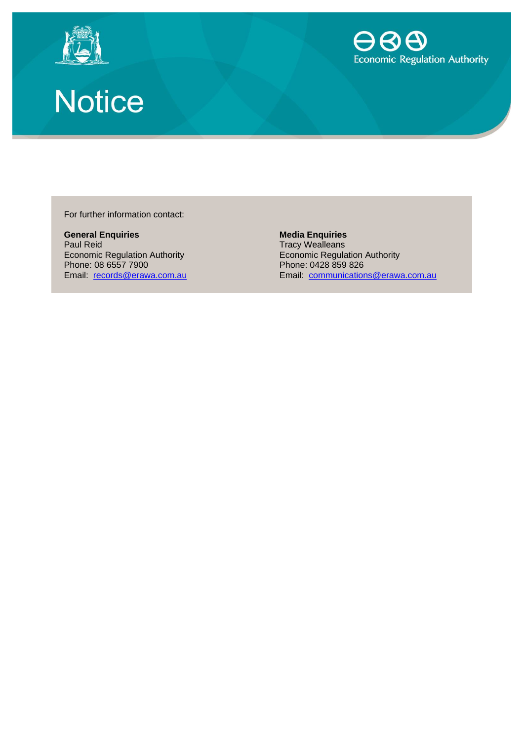# Notice

For further information contact:

**General Enquiries**
Paul Reid
Economic Regulation Authority
Phone: 08 6557 7900
Email: records@erawa.com.au

**Media Enquiries**
Tracy Wealleans
Economic Regulation Authority
Phone: 0428 859 826
Email: communications@erawa.com.au